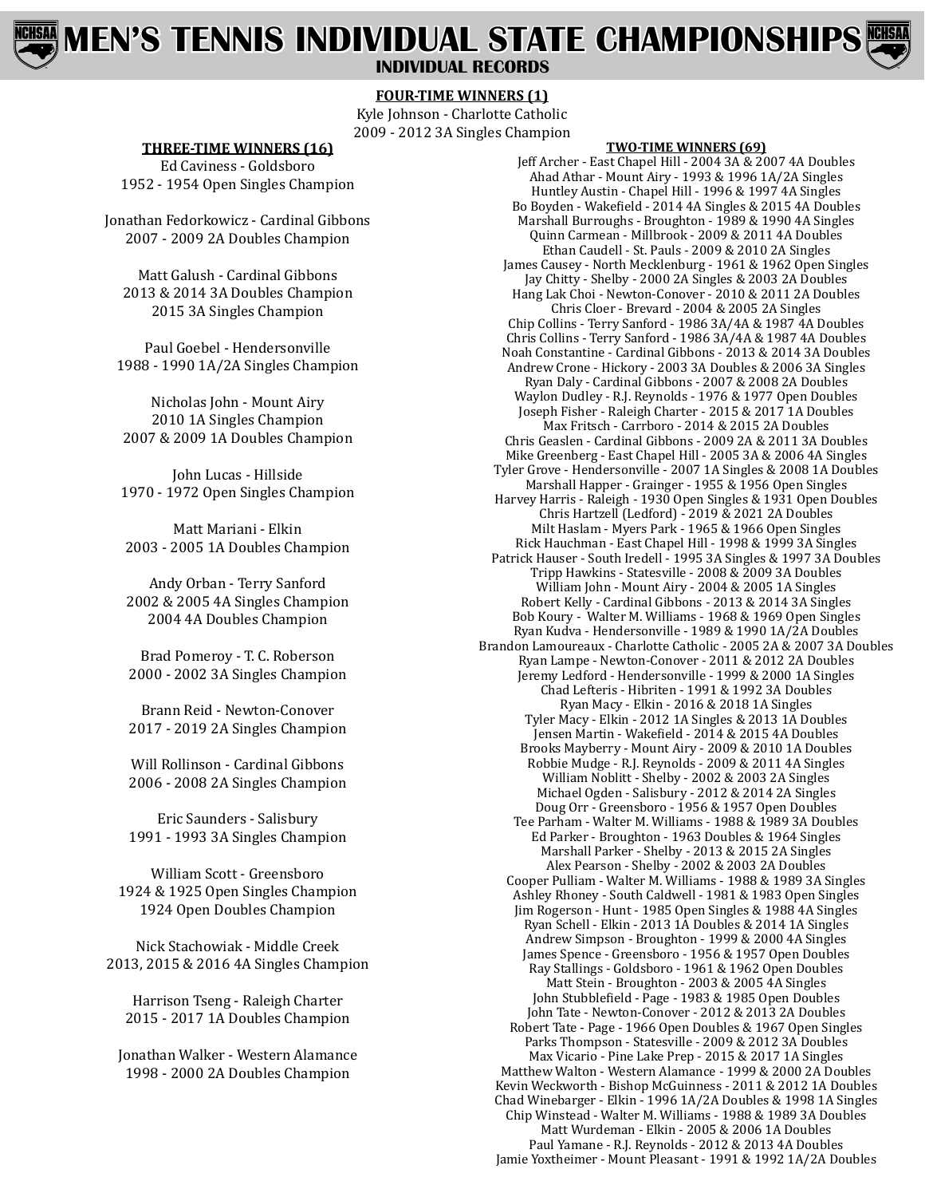# MEN'S TENNIS INDIVIDUAL STATE CHAMPIONSHIPS

## INDIVIDUAL RECORDS

### FOUR-TIME WINNERS (1)

Kyle Johnson - Charlotte Catholic
2009 - 2012 3A Singles Champion

### THREE-TIME WINNERS (16)

Ed Caviness - Goldsboro
1952 - 1954 Open Singles Champion

Jonathan Fedorkowicz - Cardinal Gibbons
2007 - 2009 2A Doubles Champion

Matt Galush - Cardinal Gibbons
2013 & 2014 3A Doubles Champion
2015 3A Singles Champion

Paul Goebel - Hendersonville
1988 - 1990 1A/2A Singles Champion

Nicholas John - Mount Airy
2010 1A Singles Champion
2007 & 2009 1A Doubles Champion

John Lucas - Hillside
1970 - 1972 Open Singles Champion

Matt Mariani - Elkin
2003 - 2005 1A Doubles Champion

Andy Orban - Terry Sanford
2002 & 2005 4A Singles Champion
2004 4A Doubles Champion

Brad Pomeroy - T. C. Roberson
2000 - 2002 3A Singles Champion

Brann Reid - Newton-Conover
2017 - 2019 2A Singles Champion

Will Rollinson - Cardinal Gibbons
2006 - 2008 2A Singles Champion

Eric Saunders - Salisbury
1991 - 1993 3A Singles Champion

William Scott - Greensboro
1924 & 1925 Open Singles Champion
1924 Open Doubles Champion

Nick Stachowiak - Middle Creek
2013, 2015 & 2016 4A Singles Champion

Harrison Tseng - Raleigh Charter
2015 - 2017 1A Doubles Champion

Jonathan Walker - Western Alamance
1998 - 2000 2A Doubles Champion

### TWO-TIME WINNERS (69)

Jeff Archer - East Chapel Hill - 2004 3A & 2007 4A Doubles
Ahad Athar - Mount Airy - 1993 & 1996 1A/2A Singles
Huntley Austin - Chapel Hill - 1996 & 1997 4A Singles
Bo Boyden - Wakefield - 2014 4A Singles & 2015 4A Doubles
Marshall Burroughs - Broughton - 1989 & 1990 4A Singles
Quinn Carmean - Millbrook - 2009 & 2011 4A Doubles
Ethan Caudell - St. Pauls - 2009 & 2010 2A Singles
James Causey - North Mecklenburg - 1961 & 1962 Open Singles
Jay Chitty - Shelby - 2000 2A Singles & 2003 2A Doubles
Hang Lak Choi - Newton-Conover - 2010 & 2011 2A Doubles
Chris Cloer - Brevard - 2004 & 2005 2A Singles
Chip Collins - Terry Sanford - 1986 3A/4A & 1987 4A Doubles
Chris Collins - Terry Sanford - 1986 3A/4A & 1987 4A Doubles
Noah Constantine - Cardinal Gibbons - 2013 & 2014 3A Doubles
Andrew Crone - Hickory - 2003 3A Doubles & 2006 3A Singles
Ryan Daly - Cardinal Gibbons - 2007 & 2008 2A Doubles
Waylon Dudley - R.J. Reynolds - 1976 & 1977 Open Doubles
Joseph Fisher - Raleigh Charter - 2015 & 2017 1A Doubles
Max Fritsch - Carrboro - 2014 & 2015 2A Doubles
Chris Geaslen - Cardinal Gibbons - 2009 2A & 2011 3A Doubles
Mike Greenberg - East Chapel Hill - 2005 3A & 2006 4A Singles
Tyler Grove - Hendersonville - 2007 1A Singles & 2008 1A Doubles
Marshall Happer - Grainger - 1955 & 1956 Open Singles
Harvey Harris - Raleigh - 1930 Open Singles & 1931 Open Doubles
Chris Hartzell (Ledford) - 2019 & 2021 2A Doubles
Milt Haslam - Myers Park - 1965 & 1966 Open Singles
Rick Hauchman - East Chapel Hill - 1998 & 1999 3A Singles
Patrick Hauser - South Iredell - 1995 3A Singles & 1997 3A Doubles
Tripp Hawkins - Statesville - 2008 & 2009 3A Doubles
William John - Mount Airy - 2004 & 2005 1A Singles
Robert Kelly - Cardinal Gibbons - 2013 & 2014 3A Singles
Bob Koury - Walter M. Williams - 1968 & 1969 Open Singles
Ryan Kudva - Hendersonville - 1989 & 1990 1A/2A Singles
Brandon Lamoureaux - Charlotte Catholic - 2005 2A & 2007 3A Doubles
Ryan Lampe - Newton-Conover - 2011 & 2012 2A Doubles
Jeremy Ledford - Hendersonville - 1999 & 2000 1A Singles
Chad Lefteris - Hibriten - 1991 & 1992 3A Doubles
Ryan Macy - Elkin - 2016 & 2018 1A Singles
Tyler Macy - Elkin - 2012 1A Singles & 2013 1A Doubles
Jensen Martin - Wakefield - 2014 & 2015 4A Doubles
Brooks Mayberry - Mount Airy - 2009 & 2010 1A Doubles
Robbie Mudge - R.J. Reynolds - 2009 & 2011 4A Singles
William Noblitt - Shelby - 2002 & 2003 2A Singles
Michael Ogden - Salisbury - 2012 & 2014 2A Singles
Doug Orr - Greensboro - 1956 & 1957 Open Doubles
Tee Parham - Walter M. Williams - 1988 & 1989 3A Doubles
Ed Parker - Broughton - 1963 Doubles & 1964 Singles
Marshall Parker - Shelby - 2013 & 2015 2A Singles
Alex Pearson - Shelby - 2002 & 2003 2A Doubles
Cooper Pulliam - Walter M. Williams - 1988 & 1989 3A Singles
Ashley Rhoney - South Caldwell - 1981 & 1983 Open Singles
Jim Rogerson - Hunt - 1985 Open Singles & 1988 4A Singles
Ryan Schell - Elkin - 2013 1A Doubles & 2014 1A Singles
Andrew Simpson - Broughton - 1999 & 2000 4A Singles
James Spence - Greensboro - 1956 & 1957 Open Doubles
Ray Stallings - Goldsboro - 1961 & 1962 Open Doubles
Matt Stein - Broughton - 2003 & 2005 4A Singles
John Stubblefield - Page - 1983 & 1985 Open Doubles
John Tate - Newton-Conover - 2012 & 2013 2A Doubles
Robert Tate - Page - 1966 Open Doubles & 1967 Open Singles
Parks Thompson - Statesville - 2009 & 2012 3A Doubles
Max Vicario - Pine Lake Prep - 2015 & 2017 1A Singles
Matthew Walton - Western Alamance - 1999 & 2000 2A Doubles
Kevin Weckworth - Bishop McGuinness - 2011 & 2012 1A Doubles
Chad Winebarger - Elkin - 1996 1A/2A Doubles & 1998 1A Singles
Chip Winstead - Walter M. Williams - 1988 & 1989 3A Doubles
Matt Wurdeman - Elkin - 2005 & 2006 1A Doubles
Paul Yamane - R.J. Reynolds - 2012 & 2013 4A Doubles
Jamie Yoxtheimer - Mount Pleasant - 1991 & 1992 1A/2A Doubles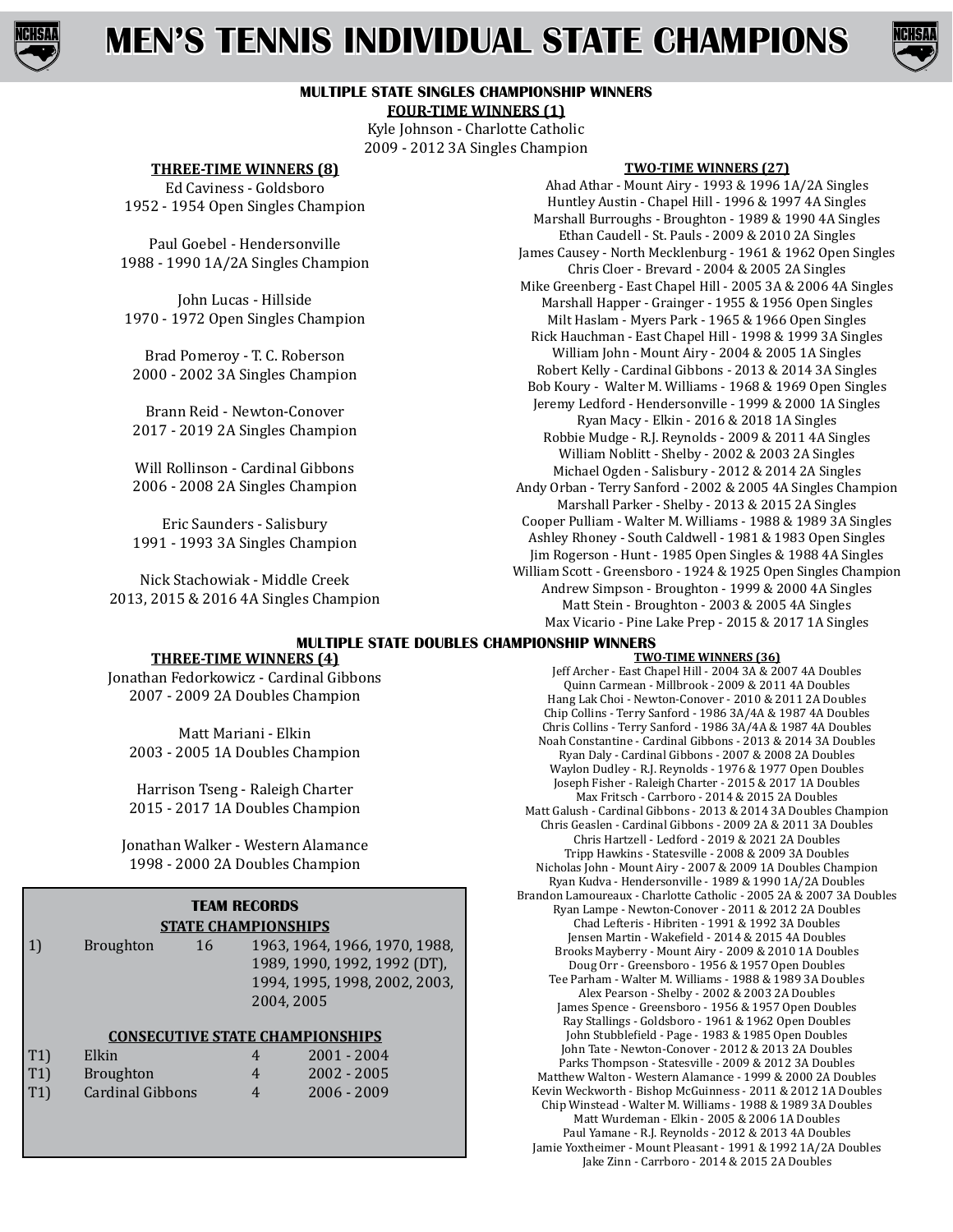# MEN'S TENNIS INDIVIDUAL STATE CHAMPIONS

## MULTIPLE STATE SINGLES CHAMPIONSHIP WINNERS

### FOUR-TIME WINNERS (1)

Kyle Johnson - Charlotte Catholic
2009 - 2012 3A Singles Champion

### THREE-TIME WINNERS (8)

Ed Caviness - Goldsboro
1952 - 1954 Open Singles Champion

Paul Goebel - Hendersonville
1988 - 1990 1A/2A Singles Champion

John Lucas - Hillside
1970 - 1972 Open Singles Champion

Brad Pomeroy - T. C. Roberson
2000 - 2002 3A Singles Champion

Brann Reid - Newton-Conover
2017 - 2019 2A Singles Champion

Will Rollinson - Cardinal Gibbons
2006 - 2008 2A Singles Champion

Eric Saunders - Salisbury
1991 - 1993 3A Singles Champion

Nick Stachowiak - Middle Creek
2013, 2015 & 2016 4A Singles Champion

### TWO-TIME WINNERS (27)

Ahad Athar - Mount Airy - 1993 & 1996 1A/2A Singles
Huntley Austin - Chapel Hill - 1996 & 1997 4A Singles
Marshall Burroughs - Broughton - 1989 & 1990 4A Singles
Ethan Caudell - St. Pauls - 2009 & 2010 2A Singles
James Causey - North Mecklenburg - 1961 & 1962 Open Singles
Chris Cloer - Brevard - 2004 & 2005 2A Singles
Mike Greenberg - East Chapel Hill - 2005 3A & 2006 4A Singles
Marshall Happer - Grainger - 1955 & 1956 Open Singles
Milt Haslam - Myers Park - 1965 & 1966 Open Singles
Rick Hauchman - East Chapel Hill - 1998 & 1999 3A Singles
William John - Mount Airy - 2004 & 2005 1A Singles
Robert Kelly - Cardinal Gibbons - 2013 & 2014 3A Singles
Bob Koury - Walter M. Williams - 1968 & 1969 Open Singles
Jeremy Ledford - Hendersonville - 1999 & 2000 1A Singles
Ryan Macy - Elkin - 2016 & 2018 1A Singles
Robbie Mudge - R.J. Reynolds - 2009 & 2011 4A Singles
William Noblitt - Shelby - 2002 & 2003 2A Singles
Michael Ogden - Salisbury - 2012 & 2014 2A Singles
Andy Orban - Terry Sanford - 2002 & 2005 4A Singles Champion
Marshall Parker - Shelby - 2013 & 2015 2A Singles
Cooper Pulliam - Walter M. Williams - 1988 & 1989 3A Singles
Ashley Rhoney - South Caldwell - 1981 & 1983 Open Singles
Jim Rogerson - Hunt - 1985 Open Singles & 1988 4A Singles
William Scott - Greensboro - 1924 & 1925 Open Singles Champion
Andrew Simpson - Broughton - 1999 & 2000 4A Singles
Matt Stein - Broughton - 2003 & 2005 4A Singles
Max Vicario - Pine Lake Prep - 2015 & 2017 1A Singles

## MULTIPLE STATE DOUBLES CHAMPIONSHIP WINNERS

### THREE-TIME WINNERS (4)

Jonathan Fedorkowicz - Cardinal Gibbons
2007 - 2009 2A Doubles Champion

Matt Mariani - Elkin
2003 - 2005 1A Doubles Champion

Harrison Tseng - Raleigh Charter
2015 - 2017 1A Doubles Champion

Jonathan Walker - Western Alamance
1998 - 2000 2A Doubles Champion

### TWO-TIME WINNERS (36)

Jeff Archer - East Chapel Hill - 2004 3A & 2007 4A Doubles
Quinn Carmean - Millbrook - 2009 & 2011 4A Doubles
Hang Lak Choi - Newton-Conover - 2010 & 2011 2A Doubles
Chip Collins - Terry Sanford - 1986 3A/4A & 1987 4A Doubles
Chris Collins - Terry Sanford - 1986 3A/4A & 1987 4A Doubles
Noah Constantine - Cardinal Gibbons - 2013 & 2014 3A Doubles
Ryan Daly - Cardinal Gibbons - 2007 & 2008 2A Doubles
Waylon Dudley - R.J. Reynolds - 1976 & 1977 Open Doubles
Joseph Fisher - Raleigh Charter - 2015 & 2017 1A Doubles
Max Fritsch - Carrboro - 2014 & 2015 2A Doubles
Matt Galush - Cardinal Gibbons - 2013 & 2014 3A Doubles Champion
Chris Geaslen - Cardinal Gibbons - 2009 2A & 2011 3A Doubles
Chris Hartzell - Ledford - 2019 & 2021 2A Doubles
Tripp Hawkins - Statesville - 2008 & 2009 3A Doubles
Nicholas John - Mount Airy - 2007 & 2009 1A Doubles Champion
Ryan Kudva - Hendersonville - 1989 & 1990 1A/2A Doubles
Brandon Lamoureaux - Charlotte Catholic - 2005 2A & 2007 3A Doubles
Ryan Lampe - Newton-Conover - 2011 & 2012 2A Doubles
Chad Lefteris - Hibriten - 1991 & 1992 3A Doubles
Jensen Martin - Wakefield - 2014 & 2015 4A Doubles
Brooks Mayberry - Mount Airy - 2009 & 2010 1A Doubles
Doug Orr - Greensboro - 1956 & 1957 Open Doubles
Tee Parham - Walter M. Williams - 1988 & 1989 3A Doubles
Alex Pearson - Shelby - 2002 & 2003 2A Doubles
James Spence - Greensboro - 1956 & 1957 Open Doubles
Ray Stallings - Goldsboro - 1961 & 1962 Open Doubles
John Stubblefield - Page - 1983 & 1985 Open Doubles
John Tate - Newton-Conover - 2012 & 2013 2A Doubles
Parks Thompson - Statesville - 2009 & 2012 3A Doubles
Matthew Walton - Western Alamance - 1999 & 2000 2A Doubles
Kevin Weckworth - Bishop McGuinness - 2011 & 2012 1A Doubles
Chip Winstead - Walter M. Williams - 1988 & 1989 3A Doubles
Matt Wurdeman - Elkin - 2005 & 2006 1A Doubles
Paul Yamane - R.J. Reynolds - 2012 & 2013 4A Doubles
Jamie Yoxtheimer - Mount Pleasant - 1991 & 1992 1A/2A Doubles
Jake Zinn - Carrboro - 2014 & 2015 2A Doubles

## TEAM RECORDS

### STATE CHAMPIONSHIPS

| | | | |
|---|---|---|---|
| 1) | Broughton | 16 | 1963, 1964, 1966, 1970, 1988, 1989, 1990, 1992, 1992 (DT), 1994, 1995, 1998, 2002, 2003, 2004, 2005 |

### CONSECUTIVE STATE CHAMPIONSHIPS

| | | | |
|---|---|---|---|
| T1) | Elkin | 4 | 2001 - 2004 |
| T1) | Broughton | 4 | 2002 - 2005 |
| T1) | Cardinal Gibbons | 4 | 2006 - 2009 |